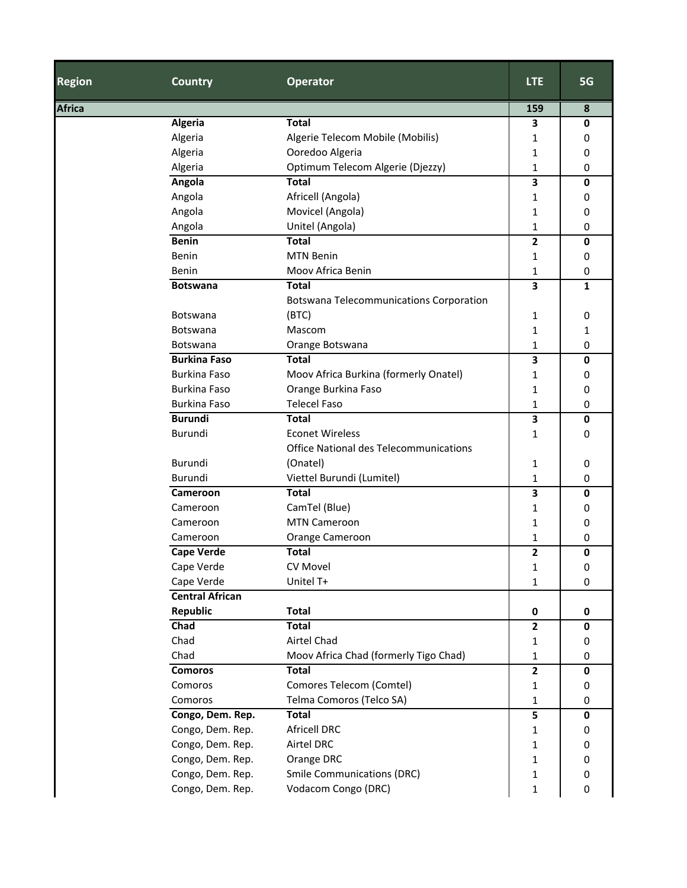| Region | Country | Operator | LTE | 5G |
|---|---|---|---|---|
| **Africa** | | | **159** | **8** |
| | **Algeria** | **Total** | **3** | **0** |
| | Algeria | Algerie Telecom Mobile (Mobilis) | 1 | 0 |
| | Algeria | Ooredoo Algeria | 1 | 0 |
| | Algeria | Optimum Telecom Algerie (Djezzy) | 1 | 0 |
| | **Angola** | **Total** | **3** | **0** |
| | Angola | Africell (Angola) | 1 | 0 |
| | Angola | Movicel (Angola) | 1 | 0 |
| | Angola | Unitel (Angola) | 1 | 0 |
| | **Benin** | **Total** | **2** | **0** |
| | Benin | MTN Benin | 1 | 0 |
| | Benin | Moov Africa Benin | 1 | 0 |
| | **Botswana** | **Total** | **3** | **1** |
| | Botswana | Botswana Telecommunications Corporation (BTC) | 1 | 0 |
| | Botswana | Mascom | 1 | 1 |
| | Botswana | Orange Botswana | 1 | 0 |
| | **Burkina Faso** | **Total** | **3** | **0** |
| | Burkina Faso | Moov Africa Burkina (formerly Onatel) | 1 | 0 |
| | Burkina Faso | Orange Burkina Faso | 1 | 0 |
| | Burkina Faso | Telecel Faso | 1 | 0 |
| | **Burundi** | **Total** | **3** | **0** |
| | Burundi | Econet Wireless | 1 | 0 |
| | Burundi | Office National des Telecommunications (Onatel) | 1 | 0 |
| | Burundi | Viettel Burundi (Lumitel) | 1 | 0 |
| | **Cameroon** | **Total** | **3** | **0** |
| | Cameroon | CamTel (Blue) | 1 | 0 |
| | Cameroon | MTN Cameroon | 1 | 0 |
| | Cameroon | Orange Cameroon | 1 | 0 |
| | **Cape Verde** | **Total** | **2** | **0** |
| | Cape Verde | CV Movel | 1 | 0 |
| | Cape Verde | Unitel T+ | 1 | 0 |
| | **Central African Republic** | **Total** | **0** | **0** |
| | **Chad** | **Total** | **2** | **0** |
| | Chad | Airtel Chad | 1 | 0 |
| | Chad | Moov Africa Chad (formerly Tigo Chad) | 1 | 0 |
| | **Comoros** | **Total** | **2** | **0** |
| | Comoros | Comores Telecom (Comtel) | 1 | 0 |
| | Comoros | Telma Comoros (Telco SA) | 1 | 0 |
| | **Congo, Dem. Rep.** | **Total** | **5** | **0** |
| | Congo, Dem. Rep. | Africell DRC | 1 | 0 |
| | Congo, Dem. Rep. | Airtel DRC | 1 | 0 |
| | Congo, Dem. Rep. | Orange DRC | 1 | 0 |
| | Congo, Dem. Rep. | Smile Communications (DRC) | 1 | 0 |
| | Congo, Dem. Rep. | Vodacom Congo (DRC) | 1 | 0 |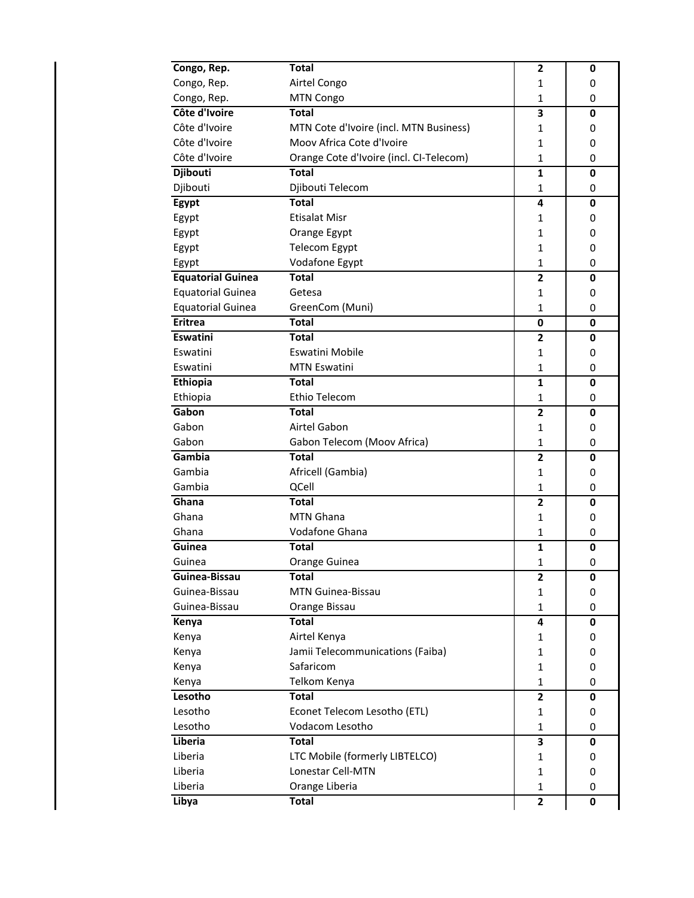| | | | |
|---|---|---|---|
| **Congo, Rep.** | **Total** | **2** | **0** |
| Congo, Rep. | Airtel Congo | 1 | 0 |
| Congo, Rep. | MTN Congo | 1 | 0 |
| **Côte d'Ivoire** | **Total** | **3** | **0** |
| Côte d'Ivoire | MTN Cote d'Ivoire (incl. MTN Business) | 1 | 0 |
| Côte d'Ivoire | Moov Africa Cote d'Ivoire | 1 | 0 |
| Côte d'Ivoire | Orange Cote d'Ivoire (incl. CI-Telecom) | 1 | 0 |
| **Djibouti** | **Total** | **1** | **0** |
| Djibouti | Djibouti Telecom | 1 | 0 |
| **Egypt** | **Total** | **4** | **0** |
| Egypt | Etisalat Misr | 1 | 0 |
| Egypt | Orange Egypt | 1 | 0 |
| Egypt | Telecom Egypt | 1 | 0 |
| Egypt | Vodafone Egypt | 1 | 0 |
| **Equatorial Guinea** | **Total** | **2** | **0** |
| Equatorial Guinea | Getesa | 1 | 0 |
| Equatorial Guinea | GreenCom (Muni) | 1 | 0 |
| **Eritrea** | **Total** | **0** | **0** |
| **Eswatini** | **Total** | **2** | **0** |
| Eswatini | Eswatini Mobile | 1 | 0 |
| Eswatini | MTN Eswatini | 1 | 0 |
| **Ethiopia** | **Total** | **1** | **0** |
| Ethiopia | Ethio Telecom | 1 | 0 |
| **Gabon** | **Total** | **2** | **0** |
| Gabon | Airtel Gabon | 1 | 0 |
| Gabon | Gabon Telecom (Moov Africa) | 1 | 0 |
| **Gambia** | **Total** | **2** | **0** |
| Gambia | Africell (Gambia) | 1 | 0 |
| Gambia | QCell | 1 | 0 |
| **Ghana** | **Total** | **2** | **0** |
| Ghana | MTN Ghana | 1 | 0 |
| Ghana | Vodafone Ghana | 1 | 0 |
| **Guinea** | **Total** | **1** | **0** |
| Guinea | Orange Guinea | 1 | 0 |
| **Guinea-Bissau** | **Total** | **2** | **0** |
| Guinea-Bissau | MTN Guinea-Bissau | 1 | 0 |
| Guinea-Bissau | Orange Bissau | 1 | 0 |
| **Kenya** | **Total** | **4** | **0** |
| Kenya | Airtel Kenya | 1 | 0 |
| Kenya | Jamii Telecommunications (Faiba) | 1 | 0 |
| Kenya | Safaricom | 1 | 0 |
| Kenya | Telkom Kenya | 1 | 0 |
| **Lesotho** | **Total** | **2** | **0** |
| Lesotho | Econet Telecom Lesotho (ETL) | 1 | 0 |
| Lesotho | Vodacom Lesotho | 1 | 0 |
| **Liberia** | **Total** | **3** | **0** |
| Liberia | LTC Mobile (formerly LIBTELCO) | 1 | 0 |
| Liberia | Lonestar Cell-MTN | 1 | 0 |
| Liberia | Orange Liberia | 1 | 0 |
| **Libya** | **Total** | **2** | **0** |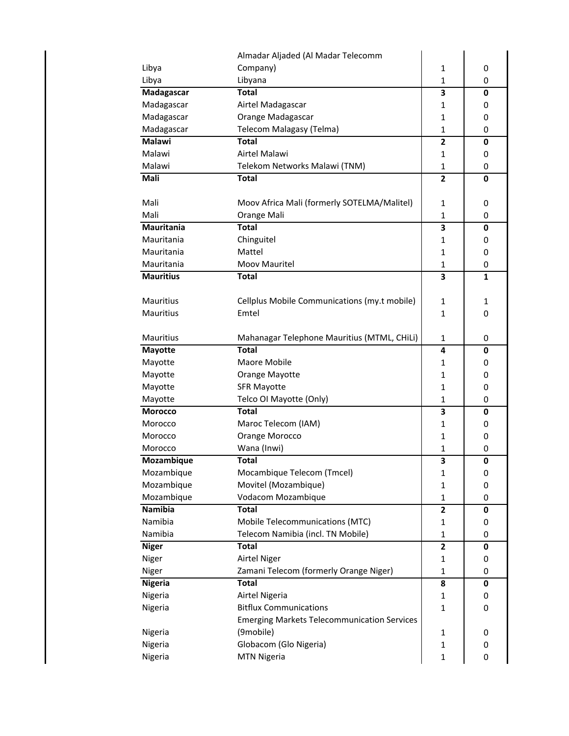| | | | |
|---|---|---|---|
| Libya | Almadar Aljaded (Al Madar Telecomm Company) | 1 | 0 |
| Libya | Libyana | 1 | 0 |
| **Madagascar** | **Total** | **3** | **0** |
| Madagascar | Airtel Madagascar | 1 | 0 |
| Madagascar | Orange Madagascar | 1 | 0 |
| Madagascar | Telecom Malagasy (Telma) | 1 | 0 |
| **Malawi** | **Total** | **2** | **0** |
| Malawi | Airtel Malawi | 1 | 0 |
| Malawi | Telekom Networks Malawi (TNM) | 1 | 0 |
| **Mali** | **Total** | **2** | **0** |
| Mali | Moov Africa Mali (formerly SOTELMA/Malitel) | 1 | 0 |
| Mali | Orange Mali | 1 | 0 |
| **Mauritania** | **Total** | **3** | **0** |
| Mauritania | Chinguitel | 1 | 0 |
| Mauritania | Mattel | 1 | 0 |
| Mauritania | Moov Mauritel | 1 | 0 |
| **Mauritius** | **Total** | **3** | **1** |
| Mauritius | Cellplus Mobile Communications (my.t mobile) | 1 | 1 |
| Mauritius | Emtel | 1 | 0 |
| Mauritius | Mahanagar Telephone Mauritius (MTML, CHiLi) | 1 | 0 |
| **Mayotte** | **Total** | **4** | **0** |
| Mayotte | Maore Mobile | 1 | 0 |
| Mayotte | Orange Mayotte | 1 | 0 |
| Mayotte | SFR Mayotte | 1 | 0 |
| Mayotte | Telco OI Mayotte (Only) | 1 | 0 |
| **Morocco** | **Total** | **3** | **0** |
| Morocco | Maroc Telecom (IAM) | 1 | 0 |
| Morocco | Orange Morocco | 1 | 0 |
| Morocco | Wana (Inwi) | 1 | 0 |
| **Mozambique** | **Total** | **3** | **0** |
| Mozambique | Mocambique Telecom (Tmcel) | 1 | 0 |
| Mozambique | Movitel (Mozambique) | 1 | 0 |
| Mozambique | Vodacom Mozambique | 1 | 0 |
| **Namibia** | **Total** | **2** | **0** |
| Namibia | Mobile Telecommunications (MTC) | 1 | 0 |
| Namibia | Telecom Namibia (incl. TN Mobile) | 1 | 0 |
| **Niger** | **Total** | **2** | **0** |
| Niger | Airtel Niger | 1 | 0 |
| Niger | Zamani Telecom (formerly Orange Niger) | 1 | 0 |
| **Nigeria** | **Total** | **8** | **0** |
| Nigeria | Airtel Nigeria | 1 | 0 |
| Nigeria | Bitflux Communications | 1 | 0 |
| Nigeria | Emerging Markets Telecommunication Services (9mobile) | 1 | 0 |
| Nigeria | Globacom (Glo Nigeria) | 1 | 0 |
| Nigeria | MTN Nigeria | 1 | 0 |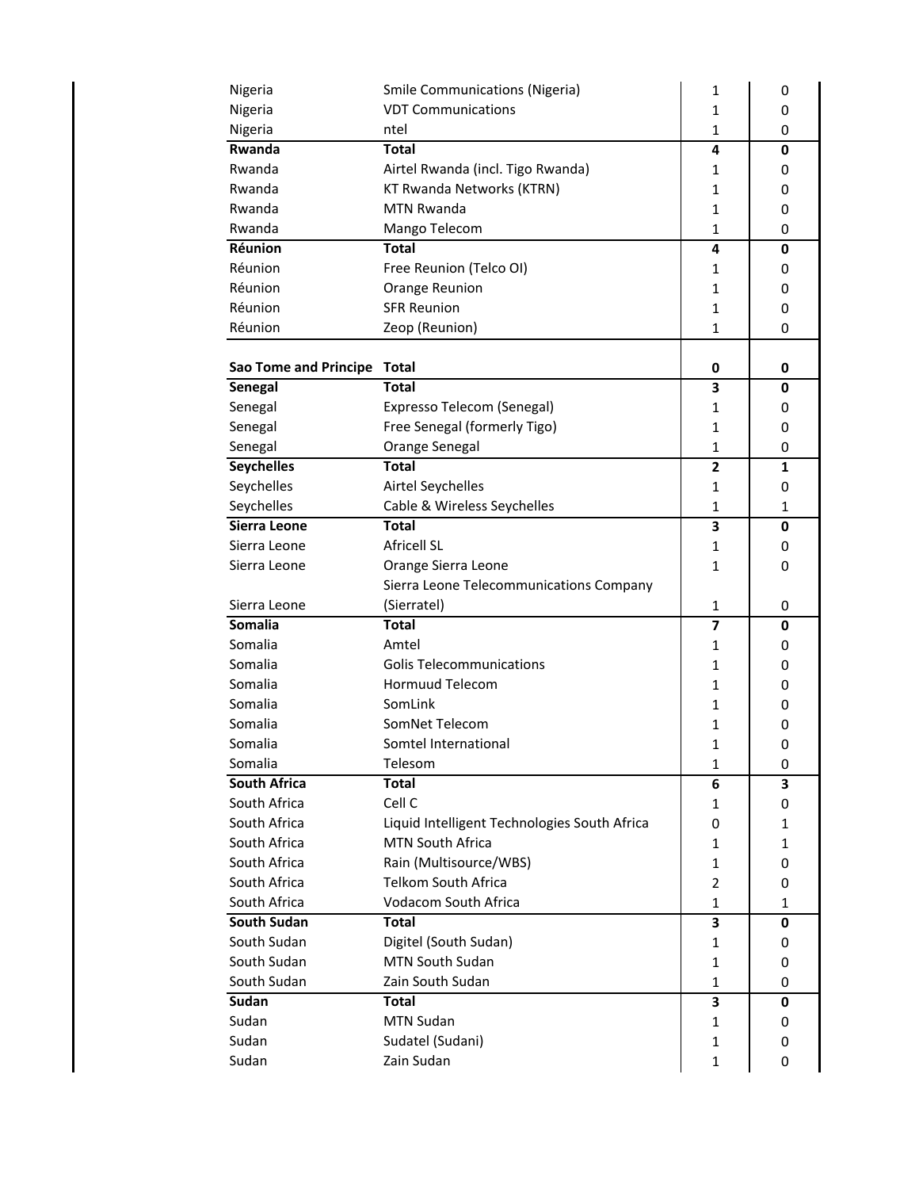| | | | |
|---|---|---|---|
| Nigeria | Smile Communications (Nigeria) | 1 | 0 |
| Nigeria | VDT Communications | 1 | 0 |
| Nigeria | ntel | 1 | 0 |
| **Rwanda** | **Total** | **4** | **0** |
| Rwanda | Airtel Rwanda (incl. Tigo Rwanda) | 1 | 0 |
| Rwanda | KT Rwanda Networks (KTRN) | 1 | 0 |
| Rwanda | MTN Rwanda | 1 | 0 |
| Rwanda | Mango Telecom | 1 | 0 |
| **Réunion** | **Total** | **4** | **0** |
| Réunion | Free Reunion (Telco OI) | 1 | 0 |
| Réunion | Orange Reunion | 1 | 0 |
| Réunion | SFR Reunion | 1 | 0 |
| Réunion | Zeop (Reunion) | 1 | 0 |
| **Sao Tome and Principe** | **Total** | **0** | **0** |
| **Senegal** | **Total** | **3** | **0** |
| Senegal | Expresso Telecom (Senegal) | 1 | 0 |
| Senegal | Free Senegal (formerly Tigo) | 1 | 0 |
| Senegal | Orange Senegal | 1 | 0 |
| **Seychelles** | **Total** | **2** | **1** |
| Seychelles | Airtel Seychelles | 1 | 0 |
| Seychelles | Cable & Wireless Seychelles | 1 | 1 |
| **Sierra Leone** | **Total** | **3** | **0** |
| Sierra Leone | Africell SL | 1 | 0 |
| Sierra Leone | Orange Sierra Leone | 1 | 0 |
| Sierra Leone | Sierra Leone Telecommunications Company (Sierratel) | 1 | 0 |
| **Somalia** | **Total** | **7** | **0** |
| Somalia | Amtel | 1 | 0 |
| Somalia | Golis Telecommunications | 1 | 0 |
| Somalia | Hormuud Telecom | 1 | 0 |
| Somalia | SomLink | 1 | 0 |
| Somalia | SomNet Telecom | 1 | 0 |
| Somalia | Somtel International | 1 | 0 |
| Somalia | Telesom | 1 | 0 |
| **South Africa** | **Total** | **6** | **3** |
| South Africa | Cell C | 1 | 0 |
| South Africa | Liquid Intelligent Technologies South Africa | 0 | 1 |
| South Africa | MTN South Africa | 1 | 1 |
| South Africa | Rain (Multisource/WBS) | 1 | 0 |
| South Africa | Telkom South Africa | 2 | 0 |
| South Africa | Vodacom South Africa | 1 | 1 |
| **South Sudan** | **Total** | **3** | **0** |
| South Sudan | Digitel (South Sudan) | 1 | 0 |
| South Sudan | MTN South Sudan | 1 | 0 |
| South Sudan | Zain South Sudan | 1 | 0 |
| **Sudan** | **Total** | **3** | **0** |
| Sudan | MTN Sudan | 1 | 0 |
| Sudan | Sudatel (Sudani) | 1 | 0 |
| Sudan | Zain Sudan | 1 | 0 |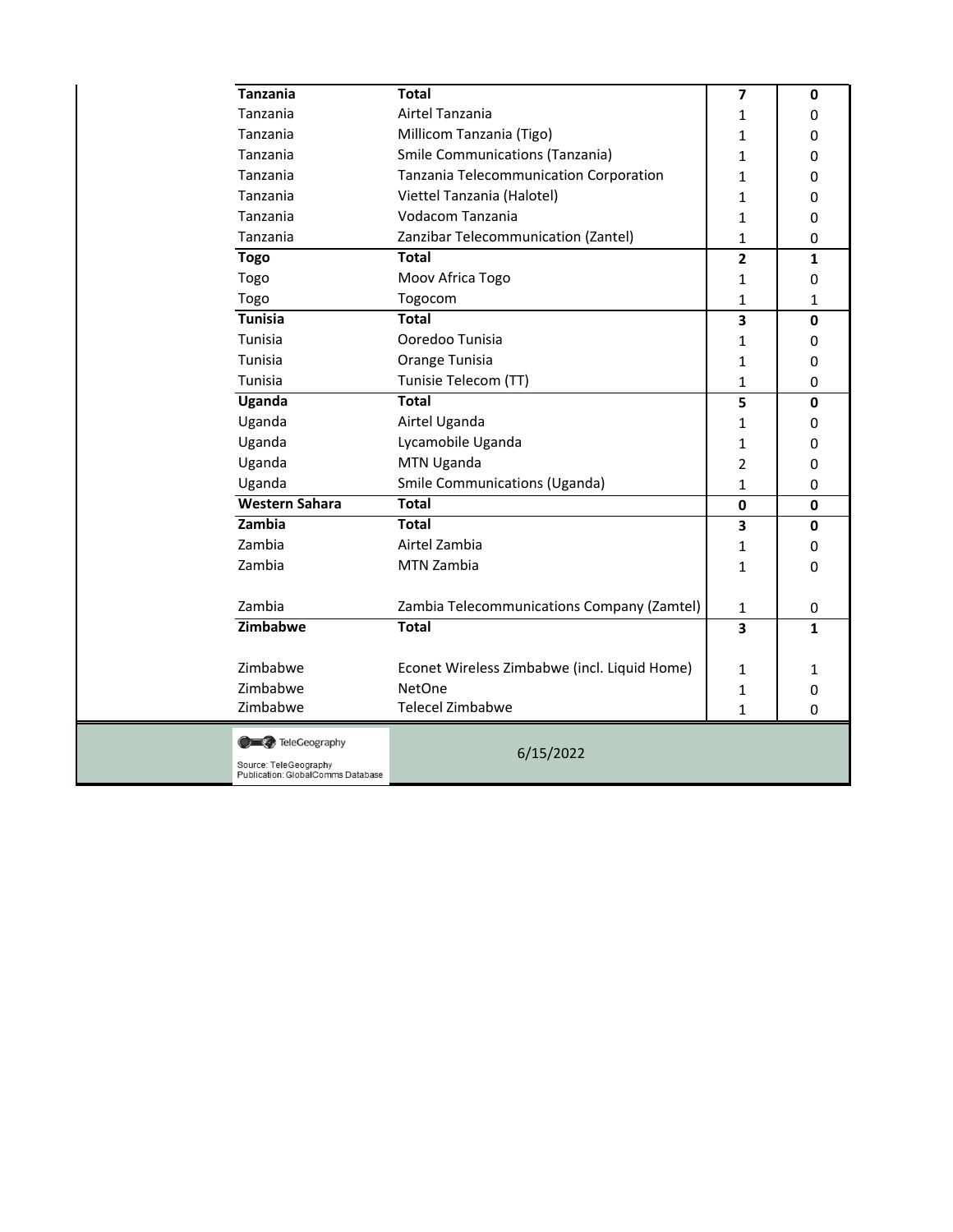| | | | |
|---|---|---|---|
| **Tanzania** | **Total** | **7** | **0** |
| Tanzania | Airtel Tanzania | 1 | 0 |
| Tanzania | Millicom Tanzania (Tigo) | 1 | 0 |
| Tanzania | Smile Communications (Tanzania) | 1 | 0 |
| Tanzania | Tanzania Telecommunication Corporation | 1 | 0 |
| Tanzania | Viettel Tanzania (Halotel) | 1 | 0 |
| Tanzania | Vodacom Tanzania | 1 | 0 |
| Tanzania | Zanzibar Telecommunication (Zantel) | 1 | 0 |
| **Togo** | **Total** | **2** | **1** |
| Togo | Moov Africa Togo | 1 | 0 |
| Togo | Togocom | 1 | 1 |
| **Tunisia** | **Total** | **3** | **0** |
| Tunisia | Ooredoo Tunisia | 1 | 0 |
| Tunisia | Orange Tunisia | 1 | 0 |
| Tunisia | Tunisie Telecom (TT) | 1 | 0 |
| **Uganda** | **Total** | **5** | **0** |
| Uganda | Airtel Uganda | 1 | 0 |
| Uganda | Lycamobile Uganda | 1 | 0 |
| Uganda | MTN Uganda | 2 | 0 |
| Uganda | Smile Communications (Uganda) | 1 | 0 |
| **Western Sahara** | **Total** | **0** | **0** |
| **Zambia** | **Total** | **3** | **0** |
| Zambia | Airtel Zambia | 1 | 0 |
| Zambia | MTN Zambia | 1 | 0 |
| Zambia | Zambia Telecommunications Company (Zamtel) | 1 | 0 |
| **Zimbabwe** | **Total** | **3** | **1** |
| Zimbabwe | Econet Wireless Zimbabwe (incl. Liquid Home) | 1 | 1 |
| Zimbabwe | NetOne | 1 | 0 |
| Zimbabwe | Telecel Zimbabwe | 1 | 0 |

TeleGeography

Source: TeleGeography
Publication: GlobalComms Database

6/15/2022